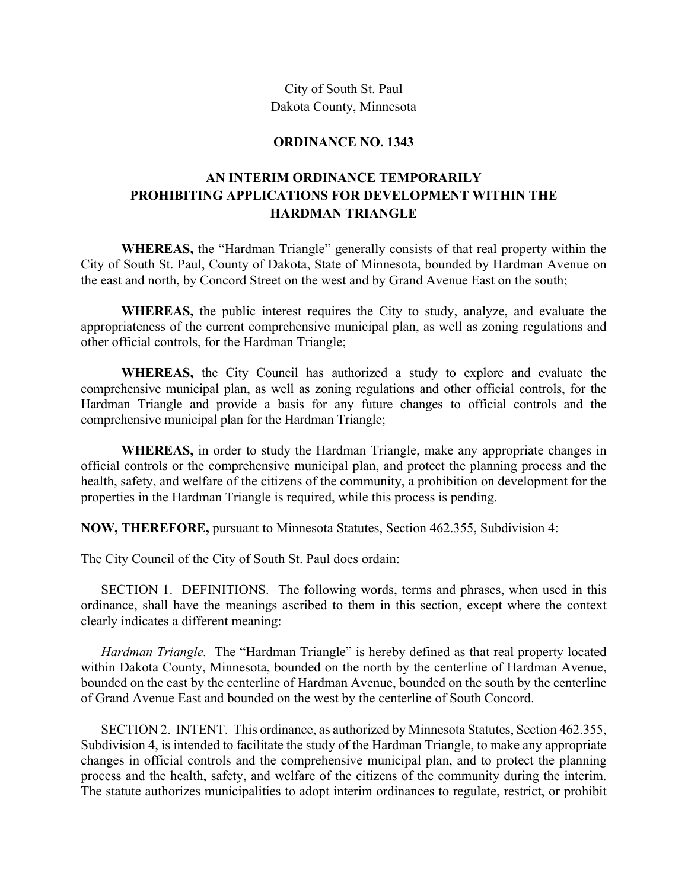City of South St. Paul
Dakota County, Minnesota

**ORDINANCE NO. 1343**

**AN INTERIM ORDINANCE TEMPORARILY PROHIBITING APPLICATIONS FOR DEVELOPMENT WITHIN THE HARDMAN TRIANGLE**

**WHEREAS,** the "Hardman Triangle" generally consists of that real property within the City of South St. Paul, County of Dakota, State of Minnesota, bounded by Hardman Avenue on the east and north, by Concord Street on the west and by Grand Avenue East on the south;

**WHEREAS,** the public interest requires the City to study, analyze, and evaluate the appropriateness of the current comprehensive municipal plan, as well as zoning regulations and other official controls, for the Hardman Triangle;

**WHEREAS,** the City Council has authorized a study to explore and evaluate the comprehensive municipal plan, as well as zoning regulations and other official controls, for the Hardman Triangle and provide a basis for any future changes to official controls and the comprehensive municipal plan for the Hardman Triangle;

**WHEREAS,** in order to study the Hardman Triangle, make any appropriate changes in official controls or the comprehensive municipal plan, and protect the planning process and the health, safety, and welfare of the citizens of the community, a prohibition on development for the properties in the Hardman Triangle is required, while this process is pending.

**NOW, THEREFORE,** pursuant to Minnesota Statutes, Section 462.355, Subdivision 4:

The City Council of the City of South St. Paul does ordain:

SECTION 1. DEFINITIONS. The following words, terms and phrases, when used in this ordinance, shall have the meanings ascribed to them in this section, except where the context clearly indicates a different meaning:

*Hardman Triangle.* The "Hardman Triangle" is hereby defined as that real property located within Dakota County, Minnesota, bounded on the north by the centerline of Hardman Avenue, bounded on the east by the centerline of Hardman Avenue, bounded on the south by the centerline of Grand Avenue East and bounded on the west by the centerline of South Concord.

SECTION 2. INTENT. This ordinance, as authorized by Minnesota Statutes, Section 462.355, Subdivision 4, is intended to facilitate the study of the Hardman Triangle, to make any appropriate changes in official controls and the comprehensive municipal plan, and to protect the planning process and the health, safety, and welfare of the citizens of the community during the interim. The statute authorizes municipalities to adopt interim ordinances to regulate, restrict, or prohibit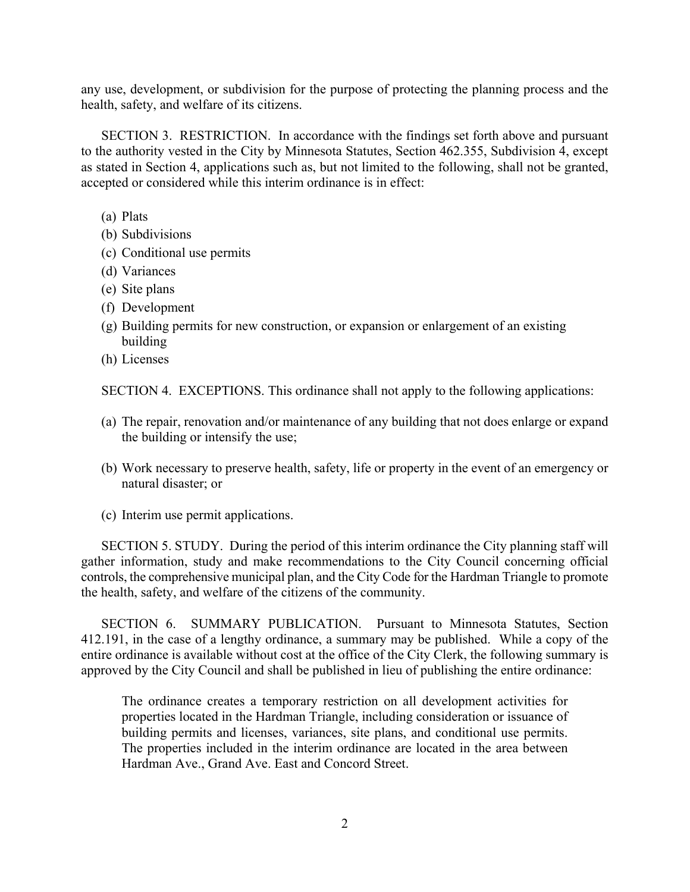any use, development, or subdivision for the purpose of protecting the planning process and the health, safety, and welfare of its citizens.

SECTION 3. RESTRICTION. In accordance with the findings set forth above and pursuant to the authority vested in the City by Minnesota Statutes, Section 462.355, Subdivision 4, except as stated in Section 4, applications such as, but not limited to the following, shall not be granted, accepted or considered while this interim ordinance is in effect:

(a) Plats
(b) Subdivisions
(c) Conditional use permits
(d) Variances
(e) Site plans
(f) Development
(g) Building permits for new construction, or expansion or enlargement of an existing building
(h) Licenses

SECTION 4. EXCEPTIONS. This ordinance shall not apply to the following applications:

(a) The repair, renovation and/or maintenance of any building that not does enlarge or expand the building or intensify the use;

(b) Work necessary to preserve health, safety, life or property in the event of an emergency or natural disaster; or

(c) Interim use permit applications.

SECTION 5. STUDY. During the period of this interim ordinance the City planning staff will gather information, study and make recommendations to the City Council concerning official controls, the comprehensive municipal plan, and the City Code for the Hardman Triangle to promote the health, safety, and welfare of the citizens of the community.

SECTION 6. SUMMARY PUBLICATION. Pursuant to Minnesota Statutes, Section 412.191, in the case of a lengthy ordinance, a summary may be published. While a copy of the entire ordinance is available without cost at the office of the City Clerk, the following summary is approved by the City Council and shall be published in lieu of publishing the entire ordinance:

> The ordinance creates a temporary restriction on all development activities for properties located in the Hardman Triangle, including consideration or issuance of building permits and licenses, variances, site plans, and conditional use permits. The properties included in the interim ordinance are located in the area between Hardman Ave., Grand Ave. East and Concord Street.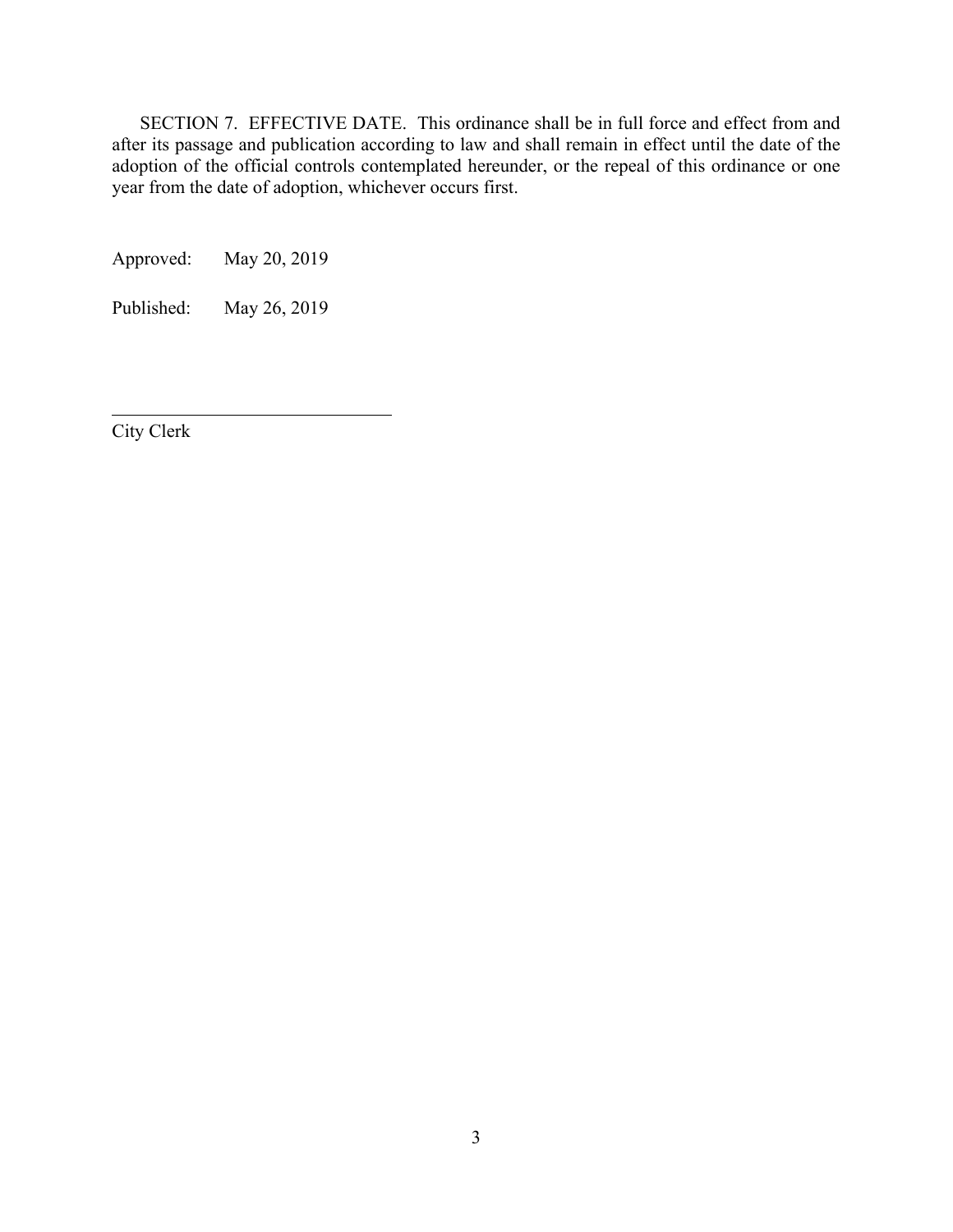SECTION 7. EFFECTIVE DATE. This ordinance shall be in full force and effect from and after its passage and publication according to law and shall remain in effect until the date of the adoption of the official controls contemplated hereunder, or the repeal of this ordinance or one year from the date of adoption, whichever occurs first.

Approved: May 20, 2019

Published: May 26, 2019

\_\_\_\_\_\_\_\_\_\_\_\_\_\_\_\_\_\_\_\_\_\_\_\_\_\_\_\_\_\_\_

City Clerk